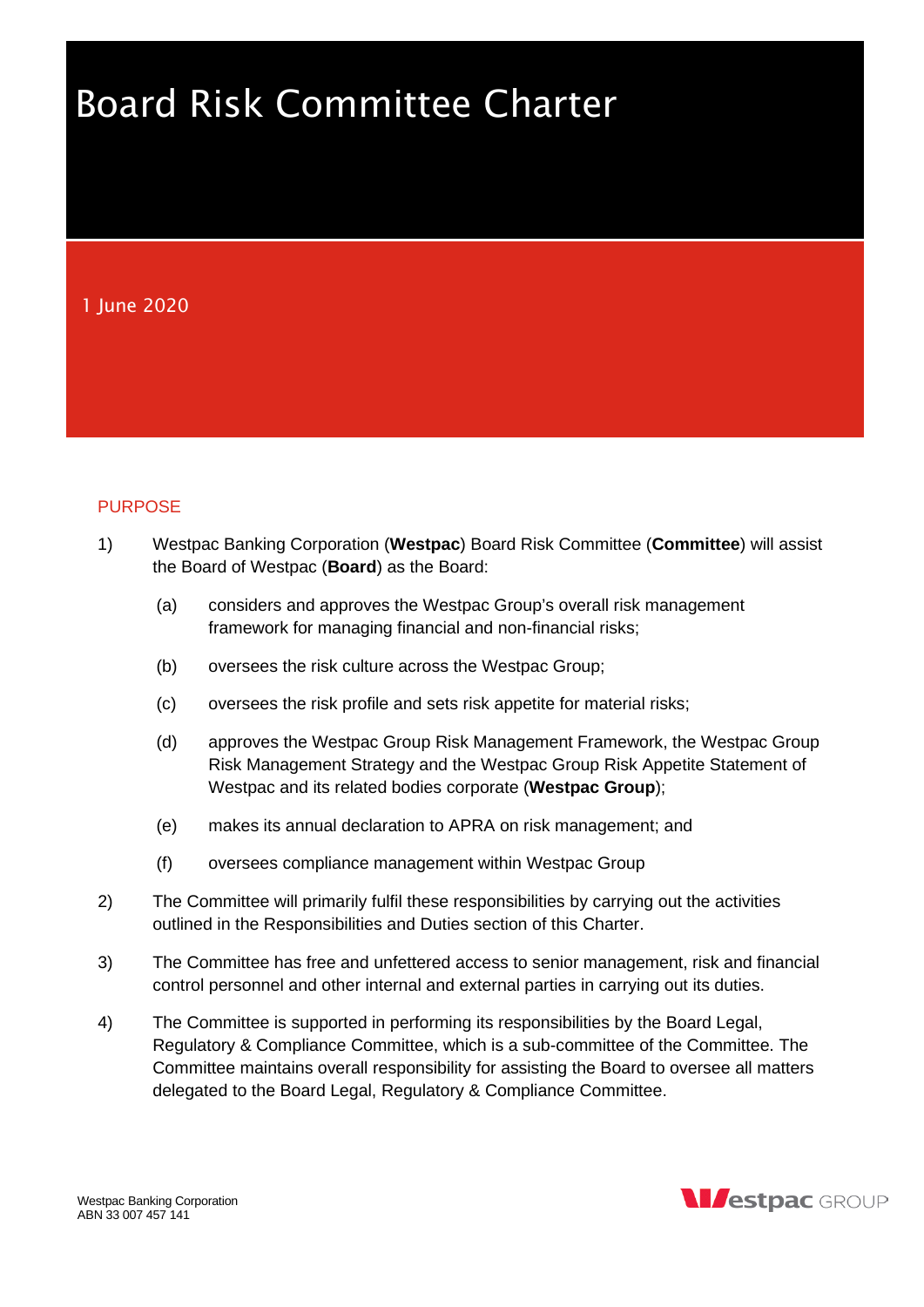# Board Risk Committee Charter

1 June 2020

## PURPOSE

1) Westpac Banking Corporation (**Westpac**) Board Risk Committee (**Committee**) will assist the Board of Westpac (**Board**) as the Board:

   (a) considers and approves the Westpac Group's overall risk management framework for managing financial and non-financial risks;

   (b) oversees the risk culture across the Westpac Group;

   (c) oversees the risk profile and sets risk appetite for material risks;

   (d) approves the Westpac Group Risk Management Framework, the Westpac Group Risk Management Strategy and the Westpac Group Risk Appetite Statement of Westpac and its related bodies corporate (**Westpac Group**);

   (e) makes its annual declaration to APRA on risk management; and

   (f) oversees compliance management within Westpac Group

2) The Committee will primarily fulfil these responsibilities by carrying out the activities outlined in the Responsibilities and Duties section of this Charter.

3) The Committee has free and unfettered access to senior management, risk and financial control personnel and other internal and external parties in carrying out its duties.

4) The Committee is supported in performing its responsibilities by the Board Legal, Regulatory & Compliance Committee, which is a sub-committee of the Committee. The Committee maintains overall responsibility for assisting the Board to oversee all matters delegated to the Board Legal, Regulatory & Compliance Committee.

Westpac Banking Corporation
ABN 33 007 457 141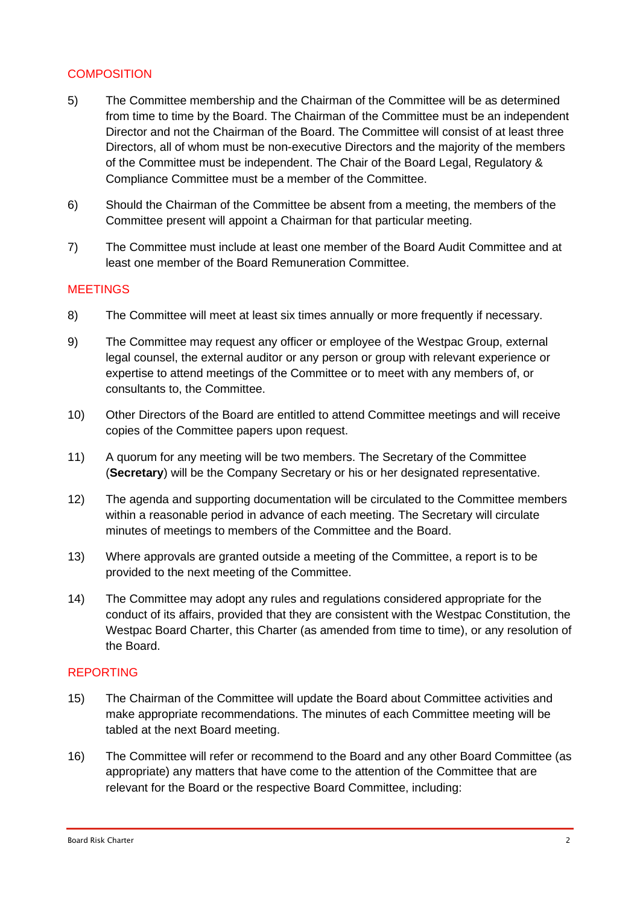## COMPOSITION

5) The Committee membership and the Chairman of the Committee will be as determined from time to time by the Board. The Chairman of the Committee must be an independent Director and not the Chairman of the Board. The Committee will consist of at least three Directors, all of whom must be non-executive Directors and the majority of the members of the Committee must be independent. The Chair of the Board Legal, Regulatory & Compliance Committee must be a member of the Committee.

6) Should the Chairman of the Committee be absent from a meeting, the members of the Committee present will appoint a Chairman for that particular meeting.

7) The Committee must include at least one member of the Board Audit Committee and at least one member of the Board Remuneration Committee.

## MEETINGS

8) The Committee will meet at least six times annually or more frequently if necessary.

9) The Committee may request any officer or employee of the Westpac Group, external legal counsel, the external auditor or any person or group with relevant experience or expertise to attend meetings of the Committee or to meet with any members of, or consultants to, the Committee.

10) Other Directors of the Board are entitled to attend Committee meetings and will receive copies of the Committee papers upon request.

11) A quorum for any meeting will be two members. The Secretary of the Committee (**Secretary**) will be the Company Secretary or his or her designated representative.

12) The agenda and supporting documentation will be circulated to the Committee members within a reasonable period in advance of each meeting. The Secretary will circulate minutes of meetings to members of the Committee and the Board.

13) Where approvals are granted outside a meeting of the Committee, a report is to be provided to the next meeting of the Committee.

14) The Committee may adopt any rules and regulations considered appropriate for the conduct of its affairs, provided that they are consistent with the Westpac Constitution, the Westpac Board Charter, this Charter (as amended from time to time), or any resolution of the Board.

## REPORTING

15) The Chairman of the Committee will update the Board about Committee activities and make appropriate recommendations. The minutes of each Committee meeting will be tabled at the next Board meeting.

16) The Committee will refer or recommend to the Board and any other Board Committee (as appropriate) any matters that have come to the attention of the Committee that are relevant for the Board or the respective Board Committee, including: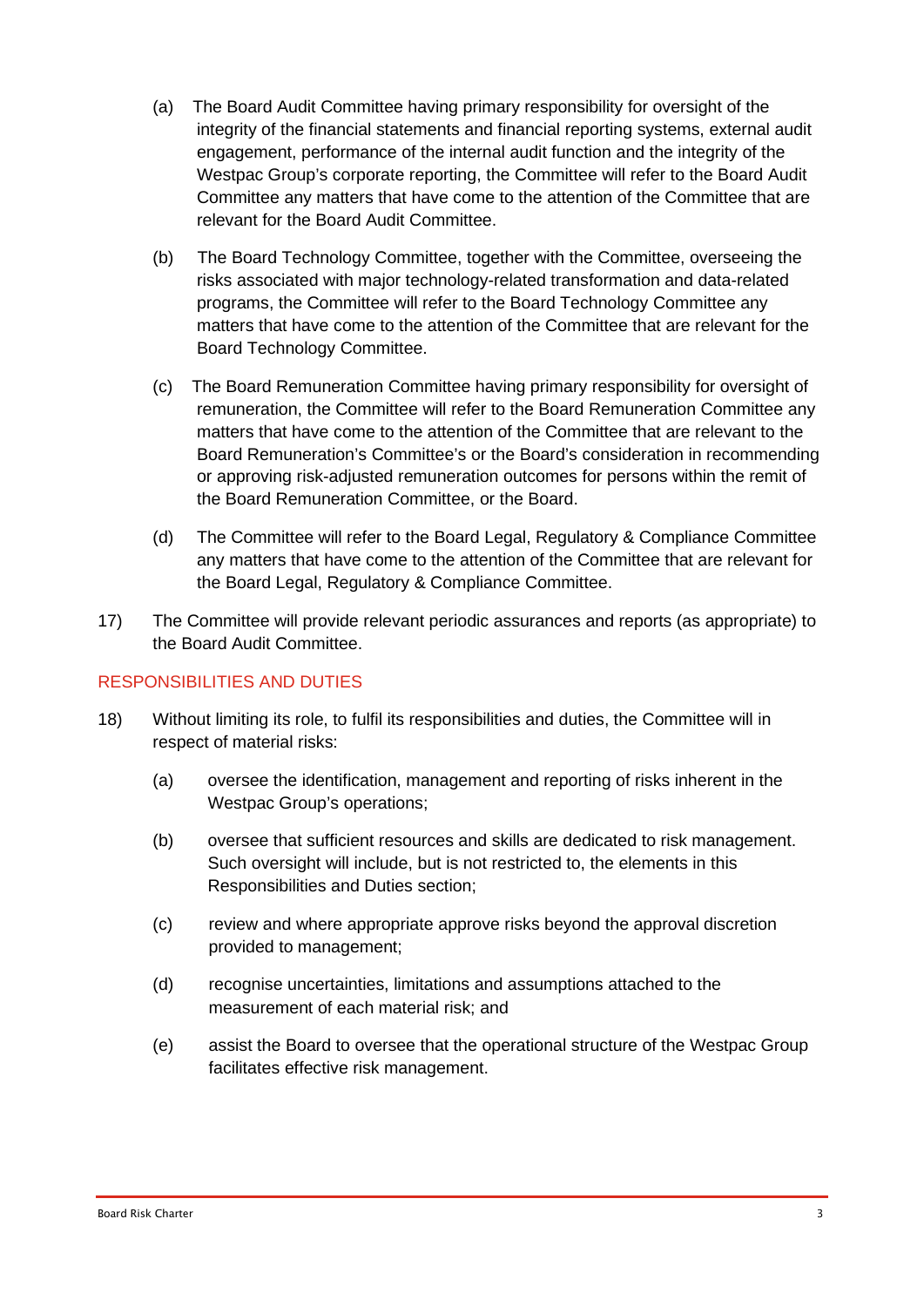(a) The Board Audit Committee having primary responsibility for oversight of the integrity of the financial statements and financial reporting systems, external audit engagement, performance of the internal audit function and the integrity of the Westpac Group's corporate reporting, the Committee will refer to the Board Audit Committee any matters that have come to the attention of the Committee that are relevant for the Board Audit Committee.

(b) The Board Technology Committee, together with the Committee, overseeing the risks associated with major technology-related transformation and data-related programs, the Committee will refer to the Board Technology Committee any matters that have come to the attention of the Committee that are relevant for the Board Technology Committee.

(c) The Board Remuneration Committee having primary responsibility for oversight of remuneration, the Committee will refer to the Board Remuneration Committee any matters that have come to the attention of the Committee that are relevant to the Board Remuneration's Committee's or the Board's consideration in recommending or approving risk-adjusted remuneration outcomes for persons within the remit of the Board Remuneration Committee, or the Board.

(d) The Committee will refer to the Board Legal, Regulatory & Compliance Committee any matters that have come to the attention of the Committee that are relevant for the Board Legal, Regulatory & Compliance Committee.

17) The Committee will provide relevant periodic assurances and reports (as appropriate) to the Board Audit Committee.

## RESPONSIBILITIES AND DUTIES

18) Without limiting its role, to fulfil its responsibilities and duties, the Committee will in respect of material risks:

(a) oversee the identification, management and reporting of risks inherent in the Westpac Group's operations;

(b) oversee that sufficient resources and skills are dedicated to risk management. Such oversight will include, but is not restricted to, the elements in this Responsibilities and Duties section;

(c) review and where appropriate approve risks beyond the approval discretion provided to management;

(d) recognise uncertainties, limitations and assumptions attached to the measurement of each material risk; and

(e) assist the Board to oversee that the operational structure of the Westpac Group facilitates effective risk management.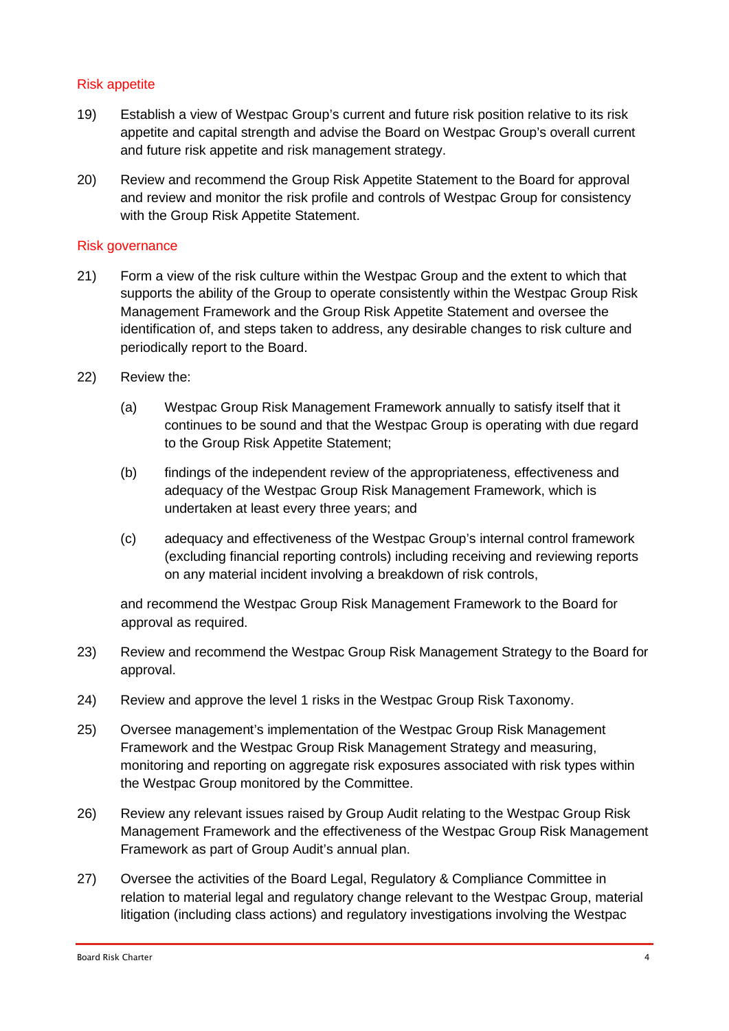### Risk appetite

19) Establish a view of Westpac Group's current and future risk position relative to its risk appetite and capital strength and advise the Board on Westpac Group's overall current and future risk appetite and risk management strategy.

20) Review and recommend the Group Risk Appetite Statement to the Board for approval and review and monitor the risk profile and controls of Westpac Group for consistency with the Group Risk Appetite Statement.

### Risk governance

21) Form a view of the risk culture within the Westpac Group and the extent to which that supports the ability of the Group to operate consistently within the Westpac Group Risk Management Framework and the Group Risk Appetite Statement and oversee the identification of, and steps taken to address, any desirable changes to risk culture and periodically report to the Board.

22) Review the:

    (a) Westpac Group Risk Management Framework annually to satisfy itself that it continues to be sound and that the Westpac Group is operating with due regard to the Group Risk Appetite Statement;

    (b) findings of the independent review of the appropriateness, effectiveness and adequacy of the Westpac Group Risk Management Framework, which is undertaken at least every three years; and

    (c) adequacy and effectiveness of the Westpac Group's internal control framework (excluding financial reporting controls) including receiving and reviewing reports on any material incident involving a breakdown of risk controls,

    and recommend the Westpac Group Risk Management Framework to the Board for approval as required.

23) Review and recommend the Westpac Group Risk Management Strategy to the Board for approval.

24) Review and approve the level 1 risks in the Westpac Group Risk Taxonomy.

25) Oversee management's implementation of the Westpac Group Risk Management Framework and the Westpac Group Risk Management Strategy and measuring, monitoring and reporting on aggregate risk exposures associated with risk types within the Westpac Group monitored by the Committee.

26) Review any relevant issues raised by Group Audit relating to the Westpac Group Risk Management Framework and the effectiveness of the Westpac Group Risk Management Framework as part of Group Audit's annual plan.

27) Oversee the activities of the Board Legal, Regulatory & Compliance Committee in relation to material legal and regulatory change relevant to the Westpac Group, material litigation (including class actions) and regulatory investigations involving the Westpac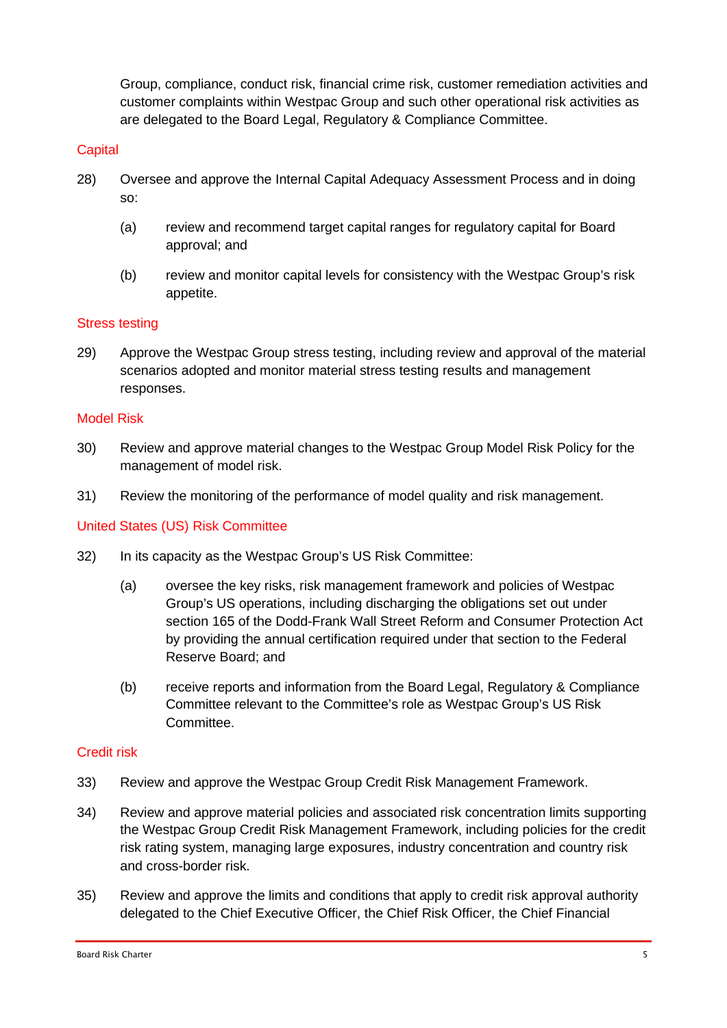Group, compliance, conduct risk, financial crime risk, customer remediation activities and customer complaints within Westpac Group and such other operational risk activities as are delegated to the Board Legal, Regulatory & Compliance Committee.

## Capital

28) Oversee and approve the Internal Capital Adequacy Assessment Process and in doing so:

   (a) review and recommend target capital ranges for regulatory capital for Board approval; and

   (b) review and monitor capital levels for consistency with the Westpac Group's risk appetite.

## Stress testing

29) Approve the Westpac Group stress testing, including review and approval of the material scenarios adopted and monitor material stress testing results and management responses.

## Model Risk

30) Review and approve material changes to the Westpac Group Model Risk Policy for the management of model risk.

31) Review the monitoring of the performance of model quality and risk management.

## United States (US) Risk Committee

32) In its capacity as the Westpac Group's US Risk Committee:

   (a) oversee the key risks, risk management framework and policies of Westpac Group's US operations, including discharging the obligations set out under section 165 of the Dodd-Frank Wall Street Reform and Consumer Protection Act by providing the annual certification required under that section to the Federal Reserve Board; and

   (b) receive reports and information from the Board Legal, Regulatory & Compliance Committee relevant to the Committee's role as Westpac Group's US Risk Committee.

## Credit risk

33) Review and approve the Westpac Group Credit Risk Management Framework.

34) Review and approve material policies and associated risk concentration limits supporting the Westpac Group Credit Risk Management Framework, including policies for the credit risk rating system, managing large exposures, industry concentration and country risk and cross-border risk.

35) Review and approve the limits and conditions that apply to credit risk approval authority delegated to the Chief Executive Officer, the Chief Risk Officer, the Chief Financial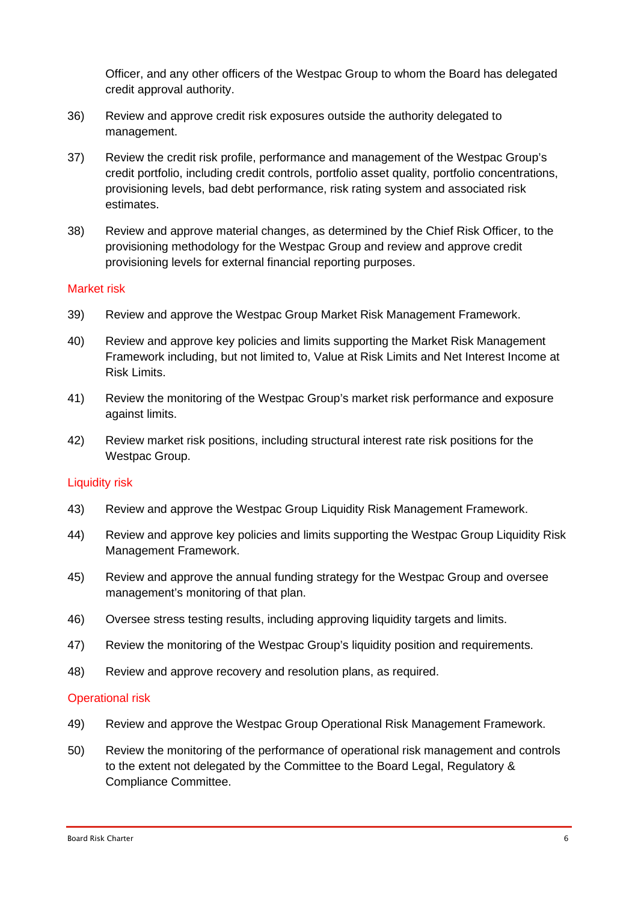Officer, and any other officers of the Westpac Group to whom the Board has delegated credit approval authority.

36) Review and approve credit risk exposures outside the authority delegated to management.

37) Review the credit risk profile, performance and management of the Westpac Group's credit portfolio, including credit controls, portfolio asset quality, portfolio concentrations, provisioning levels, bad debt performance, risk rating system and associated risk estimates.

38) Review and approve material changes, as determined by the Chief Risk Officer, to the provisioning methodology for the Westpac Group and review and approve credit provisioning levels for external financial reporting purposes.

### Market risk

39) Review and approve the Westpac Group Market Risk Management Framework.

40) Review and approve key policies and limits supporting the Market Risk Management Framework including, but not limited to, Value at Risk Limits and Net Interest Income at Risk Limits.

41) Review the monitoring of the Westpac Group's market risk performance and exposure against limits.

42) Review market risk positions, including structural interest rate risk positions for the Westpac Group.

### Liquidity risk

43) Review and approve the Westpac Group Liquidity Risk Management Framework.

44) Review and approve key policies and limits supporting the Westpac Group Liquidity Risk Management Framework.

45) Review and approve the annual funding strategy for the Westpac Group and oversee management's monitoring of that plan.

46) Oversee stress testing results, including approving liquidity targets and limits.

47) Review the monitoring of the Westpac Group's liquidity position and requirements.

48) Review and approve recovery and resolution plans, as required.

### Operational risk

49) Review and approve the Westpac Group Operational Risk Management Framework.

50) Review the monitoring of the performance of operational risk management and controls to the extent not delegated by the Committee to the Board Legal, Regulatory & Compliance Committee.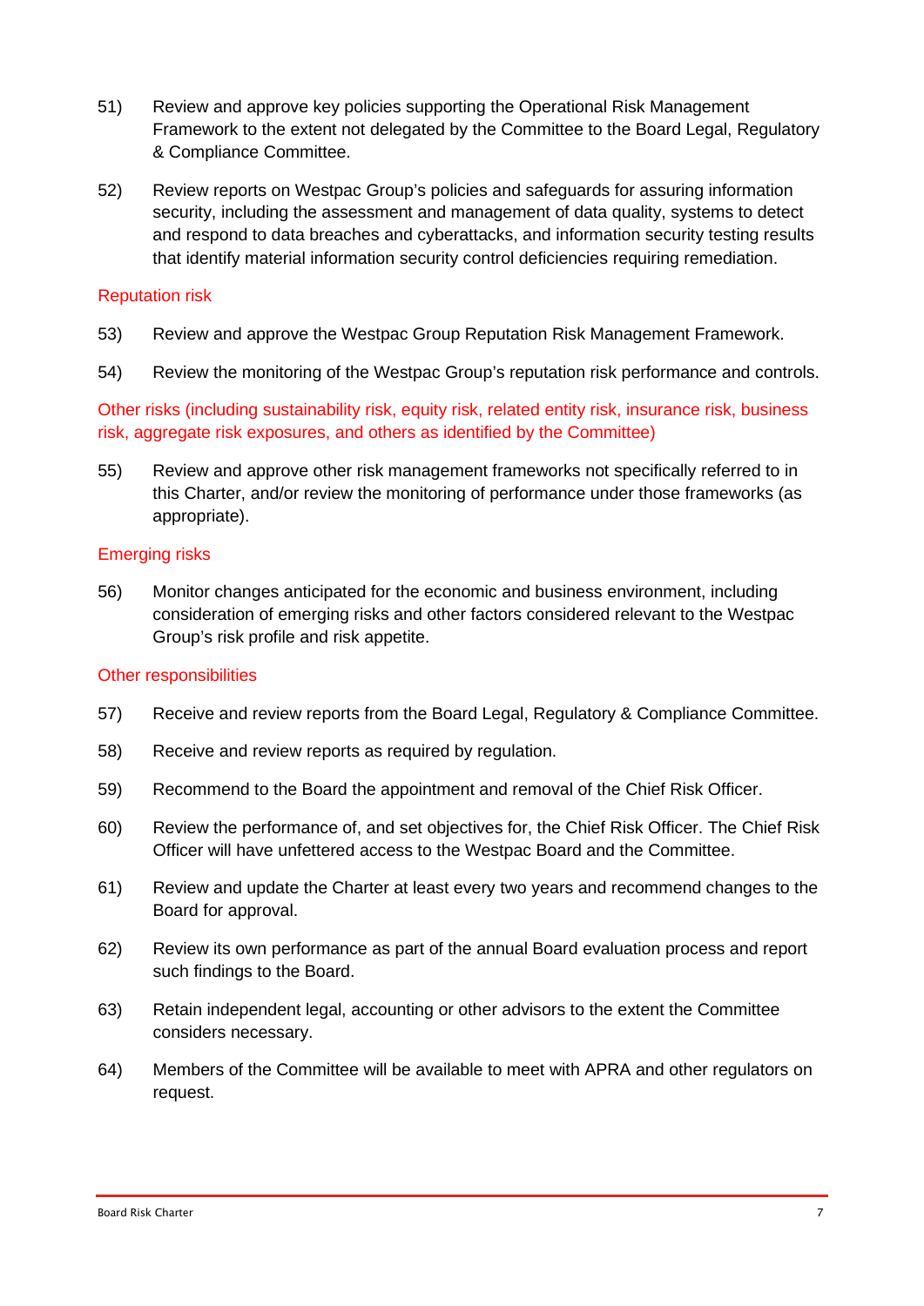51) Review and approve key policies supporting the Operational Risk Management Framework to the extent not delegated by the Committee to the Board Legal, Regulatory & Compliance Committee.

52) Review reports on Westpac Group's policies and safeguards for assuring information security, including the assessment and management of data quality, systems to detect and respond to data breaches and cyberattacks, and information security testing results that identify material information security control deficiencies requiring remediation.

### Reputation risk

53) Review and approve the Westpac Group Reputation Risk Management Framework.

54) Review the monitoring of the Westpac Group's reputation risk performance and controls.

### Other risks (including sustainability risk, equity risk, related entity risk, insurance risk, business risk, aggregate risk exposures, and others as identified by the Committee)

55) Review and approve other risk management frameworks not specifically referred to in this Charter, and/or review the monitoring of performance under those frameworks (as appropriate).

### Emerging risks

56) Monitor changes anticipated for the economic and business environment, including consideration of emerging risks and other factors considered relevant to the Westpac Group's risk profile and risk appetite.

### Other responsibilities

57) Receive and review reports from the Board Legal, Regulatory & Compliance Committee.

58) Receive and review reports as required by regulation.

59) Recommend to the Board the appointment and removal of the Chief Risk Officer.

60) Review the performance of, and set objectives for, the Chief Risk Officer. The Chief Risk Officer will have unfettered access to the Westpac Board and the Committee.

61) Review and update the Charter at least every two years and recommend changes to the Board for approval.

62) Review its own performance as part of the annual Board evaluation process and report such findings to the Board.

63) Retain independent legal, accounting or other advisors to the extent the Committee considers necessary.

64) Members of the Committee will be available to meet with APRA and other regulators on request.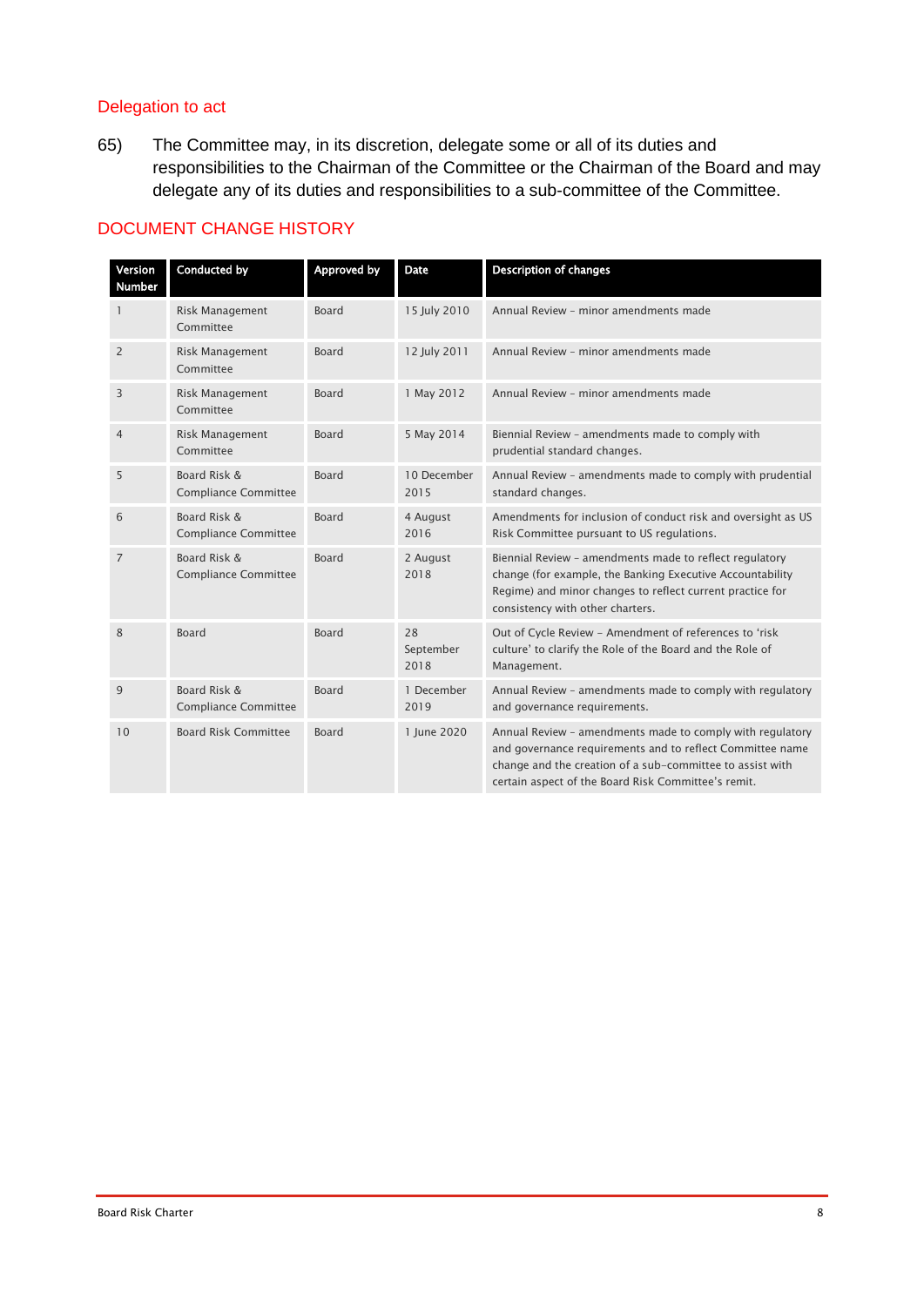## Delegation to act

65) The Committee may, in its discretion, delegate some or all of its duties and responsibilities to the Chairman of the Committee or the Chairman of the Board and may delegate any of its duties and responsibilities to a sub-committee of the Committee.

## DOCUMENT CHANGE HISTORY

| Version Number | Conducted by | Approved by | Date | Description of changes |
|---|---|---|---|---|
| 1 | Risk Management Committee | Board | 15 July 2010 | Annual Review – minor amendments made |
| 2 | Risk Management Committee | Board | 12 July 2011 | Annual Review – minor amendments made |
| 3 | Risk Management Committee | Board | 1 May 2012 | Annual Review – minor amendments made |
| 4 | Risk Management Committee | Board | 5 May 2014 | Biennial Review – amendments made to comply with prudential standard changes. |
| 5 | Board Risk & Compliance Committee | Board | 10 December 2015 | Annual Review – amendments made to comply with prudential standard changes. |
| 6 | Board Risk & Compliance Committee | Board | 4 August 2016 | Amendments for inclusion of conduct risk and oversight as US Risk Committee pursuant to US regulations. |
| 7 | Board Risk & Compliance Committee | Board | 2 August 2018 | Biennial Review – amendments made to reflect regulatory change (for example, the Banking Executive Accountability Regime) and minor changes to reflect current practice for consistency with other charters. |
| 8 | Board | Board | 28 September 2018 | Out of Cycle Review – Amendment of references to 'risk culture' to clarify the Role of the Board and the Role of Management. |
| 9 | Board Risk & Compliance Committee | Board | 1 December 2019 | Annual Review – amendments made to comply with regulatory and governance requirements. |
| 10 | Board Risk Committee | Board | 1 June 2020 | Annual Review – amendments made to comply with regulatory and governance requirements and to reflect Committee name change and the creation of a sub-committee to assist with certain aspect of the Board Risk Committee's remit. |